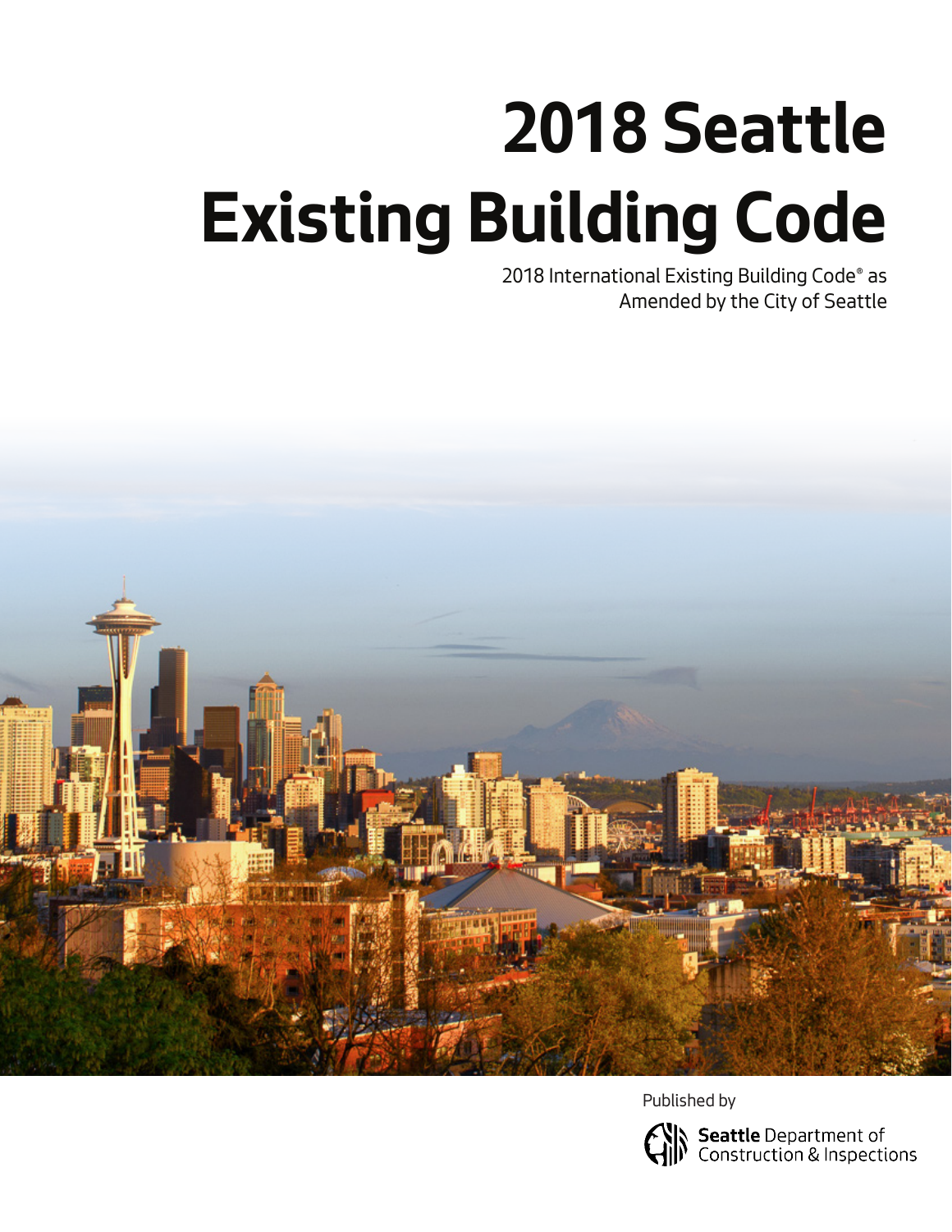# 2018 Seattle Existing Building Code

2018 International Existing Building Code® as Amended by the City of Seattle

Published by

**Seattle** Department of Construction & Inspections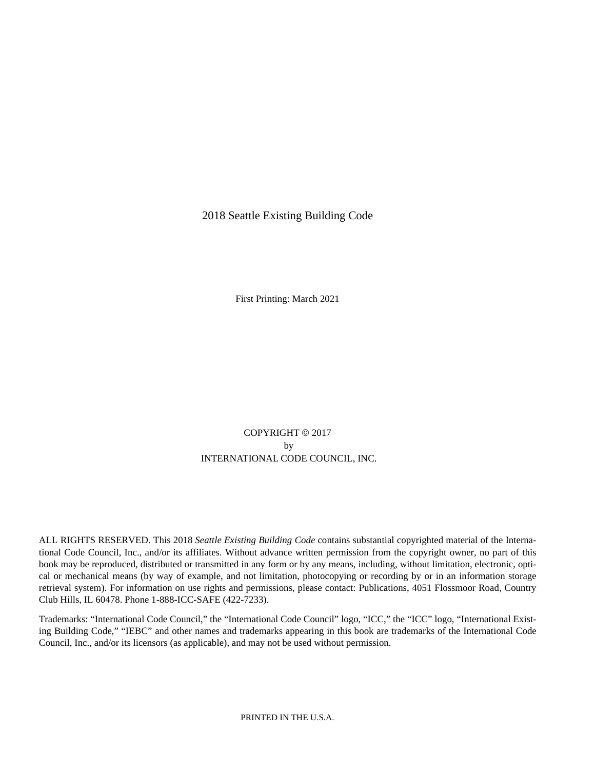2018 Seattle Existing Building Code

First Printing: March 2021

COPYRIGHT © 2017
by
INTERNATIONAL CODE COUNCIL, INC.

ALL RIGHTS RESERVED. This 2018 *Seattle Existing Building Code* contains substantial copyrighted material of the International Code Council, Inc., and/or its affiliates. Without advance written permission from the copyright owner, no part of this book may be reproduced, distributed or transmitted in any form or by any means, including, without limitation, electronic, optical or mechanical means (by way of example, and not limitation, photocopying or recording by or in an information storage retrieval system). For information on use rights and permissions, please contact: Publications, 4051 Flossmoor Road, Country Club Hills, IL 60478. Phone 1-888-ICC-SAFE (422-7233).

Trademarks: "International Code Council," the "International Code Council" logo, "ICC," the "ICC" logo, "International Existing Building Code," "IEBC" and other names and trademarks appearing in this book are trademarks of the International Code Council, Inc., and/or its licensors (as applicable), and may not be used without permission.

PRINTED IN THE U.S.A.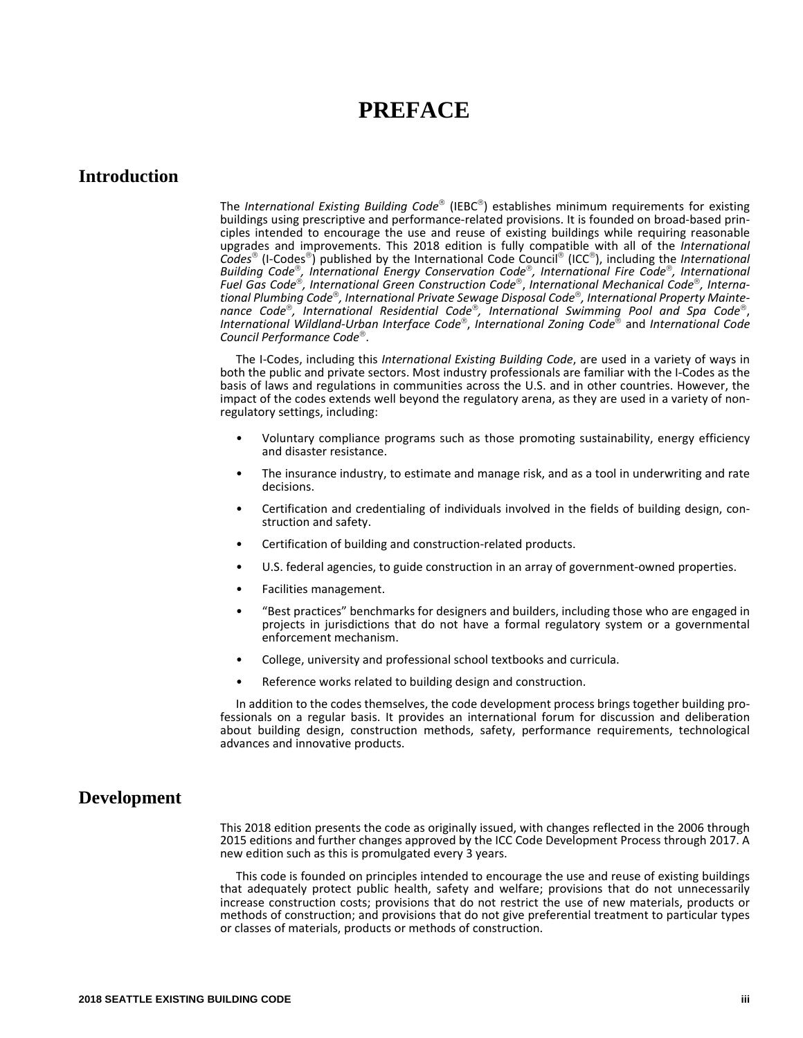# PREFACE

## Introduction

The *International Existing Building Code*® (IEBC®) establishes minimum requirements for existing buildings using prescriptive and performance-related provisions. It is founded on broad-based principles intended to encourage the use and reuse of existing buildings while requiring reasonable upgrades and improvements. This 2018 edition is fully compatible with all of the *International Codes*® (I-Codes®) published by the International Code Council® (ICC®), including the *International Building Code*®, *International Energy Conservation Code*®, *International Fire Code*®, *International Fuel Gas Code*®, *International Green Construction Code*®, *International Mechanical Code*®, *International Plumbing Code*®, *International Private Sewage Disposal Code*®, *International Property Maintenance Code*®, *International Residential Code*®, *International Swimming Pool and Spa Code*®, *International Wildland-Urban Interface Code*®, *International Zoning Code*® and *International Code Council Performance Code*®.

The I-Codes, including this *International Existing Building Code*, are used in a variety of ways in both the public and private sectors. Most industry professionals are familiar with the I-Codes as the basis of laws and regulations in communities across the U.S. and in other countries. However, the impact of the codes extends well beyond the regulatory arena, as they are used in a variety of non-regulatory settings, including:

- Voluntary compliance programs such as those promoting sustainability, energy efficiency and disaster resistance.
- The insurance industry, to estimate and manage risk, and as a tool in underwriting and rate decisions.
- Certification and credentialing of individuals involved in the fields of building design, construction and safety.
- Certification of building and construction-related products.
- U.S. federal agencies, to guide construction in an array of government-owned properties.
- Facilities management.
- "Best practices" benchmarks for designers and builders, including those who are engaged in projects in jurisdictions that do not have a formal regulatory system or a governmental enforcement mechanism.
- College, university and professional school textbooks and curricula.
- Reference works related to building design and construction.

In addition to the codes themselves, the code development process brings together building professionals on a regular basis. It provides an international forum for discussion and deliberation about building design, construction methods, safety, performance requirements, technological advances and innovative products.

## Development

This 2018 edition presents the code as originally issued, with changes reflected in the 2006 through 2015 editions and further changes approved by the ICC Code Development Process through 2017. A new edition such as this is promulgated every 3 years.

This code is founded on principles intended to encourage the use and reuse of existing buildings that adequately protect public health, safety and welfare; provisions that do not unnecessarily increase construction costs; provisions that do not restrict the use of new materials, products or methods of construction; and provisions that do not give preferential treatment to particular types or classes of materials, products or methods of construction.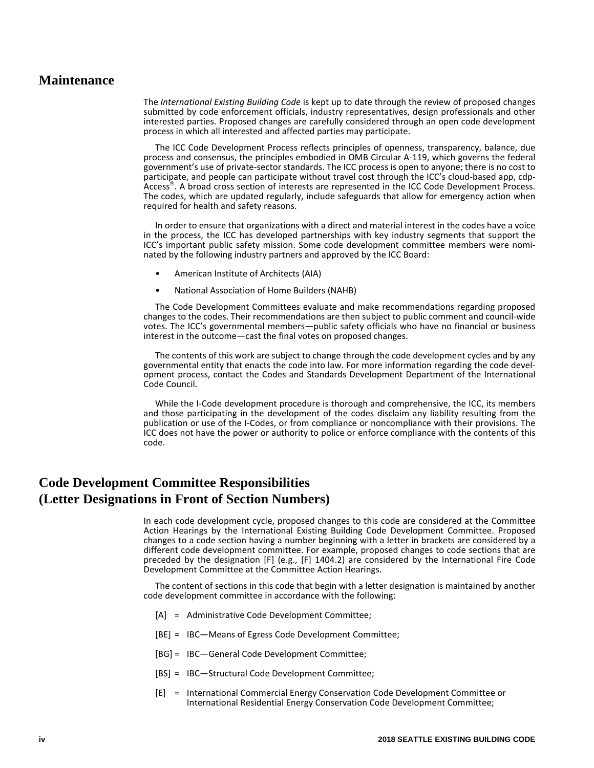## Maintenance

The *International Existing Building Code* is kept up to date through the review of proposed changes submitted by code enforcement officials, industry representatives, design professionals and other interested parties. Proposed changes are carefully considered through an open code development process in which all interested and affected parties may participate.

The ICC Code Development Process reflects principles of openness, transparency, balance, due process and consensus, the principles embodied in OMB Circular A-119, which governs the federal government's use of private-sector standards. The ICC process is open to anyone; there is no cost to participate, and people can participate without travel cost through the ICC's cloud-based app, cdpAccess®. A broad cross section of interests are represented in the ICC Code Development Process. The codes, which are updated regularly, include safeguards that allow for emergency action when required for health and safety reasons.

In order to ensure that organizations with a direct and material interest in the codes have a voice in the process, the ICC has developed partnerships with key industry segments that support the ICC's important public safety mission. Some code development committee members were nominated by the following industry partners and approved by the ICC Board:

- American Institute of Architects (AIA)
- National Association of Home Builders (NAHB)

The Code Development Committees evaluate and make recommendations regarding proposed changes to the codes. Their recommendations are then subject to public comment and council-wide votes. The ICC's governmental members—public safety officials who have no financial or business interest in the outcome—cast the final votes on proposed changes.

The contents of this work are subject to change through the code development cycles and by any governmental entity that enacts the code into law. For more information regarding the code development process, contact the Codes and Standards Development Department of the International Code Council.

While the I-Code development procedure is thorough and comprehensive, the ICC, its members and those participating in the development of the codes disclaim any liability resulting from the publication or use of the I-Codes, or from compliance or noncompliance with their provisions. The ICC does not have the power or authority to police or enforce compliance with the contents of this code.

## Code Development Committee Responsibilities (Letter Designations in Front of Section Numbers)

In each code development cycle, proposed changes to this code are considered at the Committee Action Hearings by the International Existing Building Code Development Committee. Proposed changes to a code section having a number beginning with a letter in brackets are considered by a different code development committee. For example, proposed changes to code sections that are preceded by the designation [F] (e.g., [F] 1404.2) are considered by the International Fire Code Development Committee at the Committee Action Hearings.

The content of sections in this code that begin with a letter designation is maintained by another code development committee in accordance with the following:

[A] = Administrative Code Development Committee;

[BE] = IBC—Means of Egress Code Development Committee;

[BG] = IBC—General Code Development Committee;

[BS] = IBC—Structural Code Development Committee;

[E] = International Commercial Energy Conservation Code Development Committee or International Residential Energy Conservation Code Development Committee;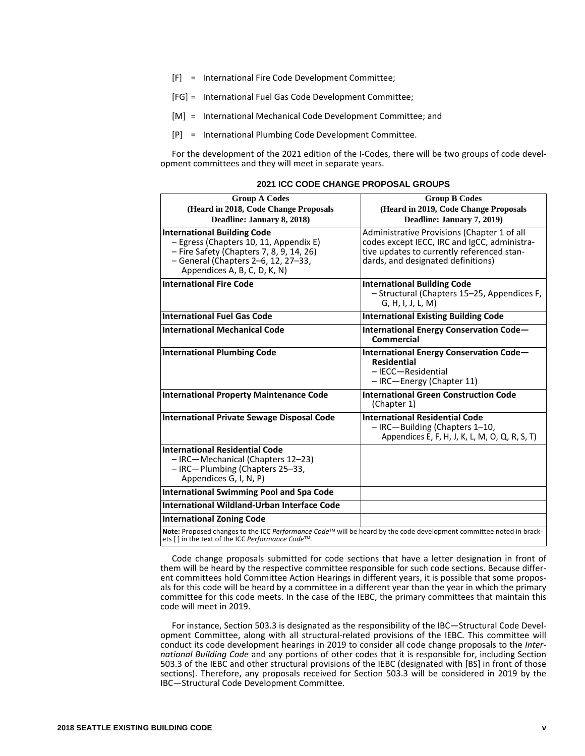[F] = International Fire Code Development Committee;

[FG] = International Fuel Gas Code Development Committee;

[M] = International Mechanical Code Development Committee; and

[P] = International Plumbing Code Development Committee.

For the development of the 2021 edition of the I-Codes, there will be two groups of code development committees and they will meet in separate years.

**2021 ICC CODE CHANGE PROPOSAL GROUPS**

| Group A Codes (Heard in 2018, Code Change Proposals Deadline: January 8, 2018) | Group B Codes (Heard in 2019, Code Change Proposals Deadline: January 7, 2019) |
|---|---|
| **International Building Code** – Egress (Chapters 10, 11, Appendix E) – Fire Safety (Chapters 7, 8, 9, 14, 26) – General (Chapters 2–6, 12, 27–33, Appendices A, B, C, D, K, N) | Administrative Provisions (Chapter 1 of all codes except IECC, IRC and IgCC, administrative updates to currently referenced standards, and designated definitions) |
| **International Fire Code** | **International Building Code** – Structural (Chapters 15–25, Appendices F, G, H, I, J, L, M) |
| **International Fuel Gas Code** | **International Existing Building Code** |
| **International Mechanical Code** | **International Energy Conservation Code—Commercial** |
| **International Plumbing Code** | **International Energy Conservation Code—Residential** – IECC—Residential – IRC—Energy (Chapter 11) |
| **International Property Maintenance Code** | **International Green Construction Code** (Chapter 1) |
| **International Private Sewage Disposal Code** | **International Residential Code** – IRC—Building (Chapters 1–10, Appendices E, F, H, J, K, L, M, O, Q, R, S, T) |
| **International Residential Code** – IRC—Mechanical (Chapters 12–23) – IRC—Plumbing (Chapters 25–33, Appendices G, I, N, P) | |
| **International Swimming Pool and Spa Code** | |
| **International Wildland-Urban Interface Code** | |
| **International Zoning Code** | |

**Note:** Proposed changes to the ICC *Performance Code*™ will be heard by the code development committee noted in brackets [ ] in the text of the ICC *Performance Code*™.

Code change proposals submitted for code sections that have a letter designation in front of them will be heard by the respective committee responsible for such code sections. Because different committees hold Committee Action Hearings in different years, it is possible that some proposals for this code will be heard by a committee in a different year than the year in which the primary committee for this code meets. In the case of the IEBC, the primary committees that maintain this code will meet in 2019.

For instance, Section 503.3 is designated as the responsibility of the IBC—Structural Code Development Committee, along with all structural-related provisions of the IEBC. This committee will conduct its code development hearings in 2019 to consider all code change proposals to the *International Building Code* and any portions of other codes that it is responsible for, including Section 503.3 of the IEBC and other structural provisions of the IEBC (designated with [BS] in front of those sections). Therefore, any proposals received for Section 503.3 will be considered in 2019 by the IBC—Structural Code Development Committee.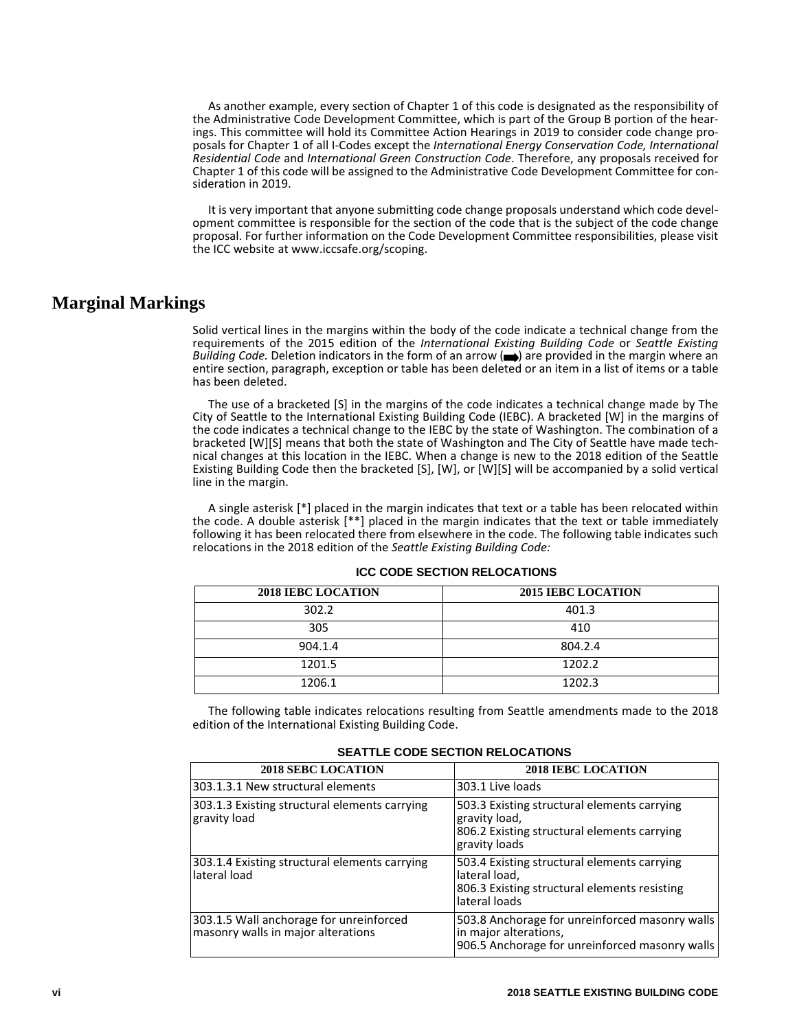As another example, every section of Chapter 1 of this code is designated as the responsibility of the Administrative Code Development Committee, which is part of the Group B portion of the hearings. This committee will hold its Committee Action Hearings in 2019 to consider code change proposals for Chapter 1 of all I-Codes except the *International Energy Conservation Code, International Residential Code* and *International Green Construction Code*. Therefore, any proposals received for Chapter 1 of this code will be assigned to the Administrative Code Development Committee for consideration in 2019.

It is very important that anyone submitting code change proposals understand which code development committee is responsible for the section of the code that is the subject of the code change proposal. For further information on the Code Development Committee responsibilities, please visit the ICC website at www.iccsafe.org/scoping.

## Marginal Markings

Solid vertical lines in the margins within the body of the code indicate a technical change from the requirements of the 2015 edition of the *International Existing Building Code* or *Seattle Existing Building Code.* Deletion indicators in the form of an arrow (➡) are provided in the margin where an entire section, paragraph, exception or table has been deleted or an item in a list of items or a table has been deleted.

The use of a bracketed [S] in the margins of the code indicates a technical change made by The City of Seattle to the International Existing Building Code (IEBC). A bracketed [W] in the margins of the code indicates a technical change to the IEBC by the state of Washington. The combination of a bracketed [W][S] means that both the state of Washington and The City of Seattle have made technical changes at this location in the IEBC. When a change is new to the 2018 edition of the Seattle Existing Building Code then the bracketed [S], [W], or [W][S] will be accompanied by a solid vertical line in the margin.

A single asterisk [*] placed in the margin indicates that text or a table has been relocated within the code. A double asterisk [**] placed in the margin indicates that the text or table immediately following it has been relocated there from elsewhere in the code. The following table indicates such relocations in the 2018 edition of the *Seattle Existing Building Code:*

**ICC CODE SECTION RELOCATIONS**

| 2018 IEBC LOCATION | 2015 IEBC LOCATION |
|---|---|
| 302.2 | 401.3 |
| 305 | 410 |
| 904.1.4 | 804.2.4 |
| 1201.5 | 1202.2 |
| 1206.1 | 1202.3 |

The following table indicates relocations resulting from Seattle amendments made to the 2018 edition of the International Existing Building Code.

**SEATTLE CODE SECTION RELOCATIONS**

| 2018 SEBC LOCATION | 2018 IEBC LOCATION |
|---|---|
| 303.1.3.1 New structural elements | 303.1 Live loads |
| 303.1.3 Existing structural elements carrying gravity load | 503.3 Existing structural elements carrying gravity load, 806.2 Existing structural elements carrying gravity loads |
| 303.1.4 Existing structural elements carrying lateral load | 503.4 Existing structural elements carrying lateral load, 806.3 Existing structural elements resisting lateral loads |
| 303.1.5 Wall anchorage for unreinforced masonry walls in major alterations | 503.8 Anchorage for unreinforced masonry walls in major alterations, 906.5 Anchorage for unreinforced masonry walls |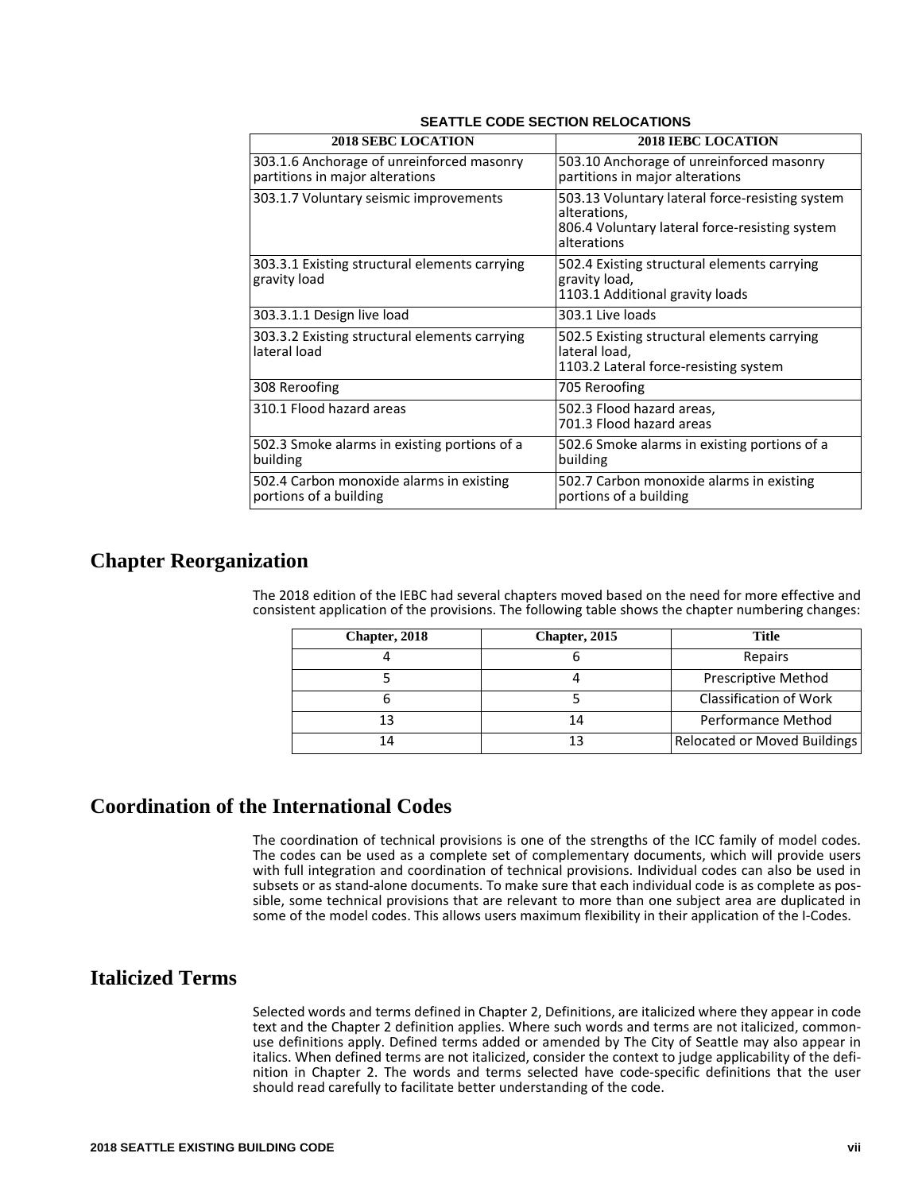**SEATTLE CODE SECTION RELOCATIONS**

| 2018 SEBC LOCATION | 2018 IEBC LOCATION |
|---|---|
| 303.1.6 Anchorage of unreinforced masonry partitions in major alterations | 503.10 Anchorage of unreinforced masonry partitions in major alterations |
| 303.1.7 Voluntary seismic improvements | 503.13 Voluntary lateral force-resisting system alterations,<br>806.4 Voluntary lateral force-resisting system alterations |
| 303.3.1 Existing structural elements carrying gravity load | 502.4 Existing structural elements carrying gravity load,<br>1103.1 Additional gravity loads |
| 303.3.1.1 Design live load | 303.1 Live loads |
| 303.3.2 Existing structural elements carrying lateral load | 502.5 Existing structural elements carrying lateral load,<br>1103.2 Lateral force-resisting system |
| 308 Reroofing | 705 Reroofing |
| 310.1 Flood hazard areas | 502.3 Flood hazard areas,<br>701.3 Flood hazard areas |
| 502.3 Smoke alarms in existing portions of a building | 502.6 Smoke alarms in existing portions of a building |
| 502.4 Carbon monoxide alarms in existing portions of a building | 502.7 Carbon monoxide alarms in existing portions of a building |

## Chapter Reorganization

The 2018 edition of the IEBC had several chapters moved based on the need for more effective and consistent application of the provisions. The following table shows the chapter numbering changes:

| Chapter, 2018 | Chapter, 2015 | Title |
|---|---|---|
| 4 | 6 | Repairs |
| 5 | 4 | Prescriptive Method |
| 6 | 5 | Classification of Work |
| 13 | 14 | Performance Method |
| 14 | 13 | Relocated or Moved Buildings |

## Coordination of the International Codes

The coordination of technical provisions is one of the strengths of the ICC family of model codes. The codes can be used as a complete set of complementary documents, which will provide users with full integration and coordination of technical provisions. Individual codes can also be used in subsets or as stand-alone documents. To make sure that each individual code is as complete as possible, some technical provisions that are relevant to more than one subject area are duplicated in some of the model codes. This allows users maximum flexibility in their application of the I-Codes.

## Italicized Terms

Selected words and terms defined in Chapter 2, Definitions, are italicized where they appear in code text and the Chapter 2 definition applies. Where such words and terms are not italicized, common-use definitions apply. Defined terms added or amended by The City of Seattle may also appear in italics. When defined terms are not italicized, consider the context to judge applicability of the definition in Chapter 2. The words and terms selected have code-specific definitions that the user should read carefully to facilitate better understanding of the code.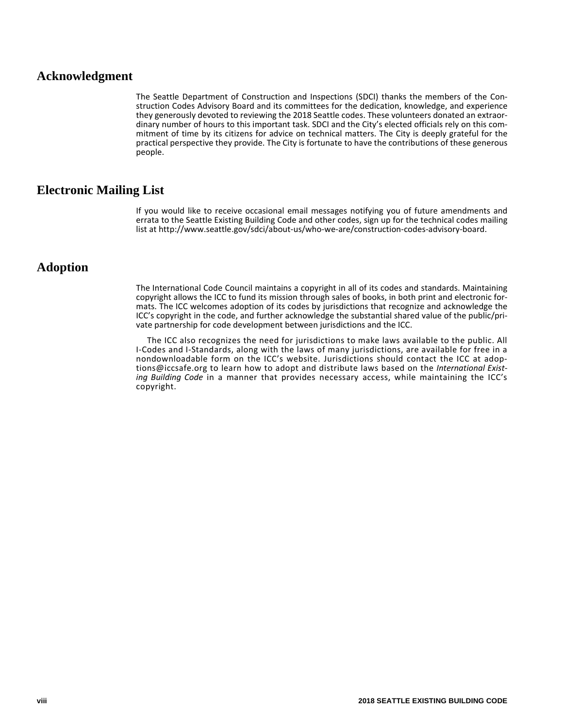## Acknowledgment

The Seattle Department of Construction and Inspections (SDCI) thanks the members of the Construction Codes Advisory Board and its committees for the dedication, knowledge, and experience they generously devoted to reviewing the 2018 Seattle codes. These volunteers donated an extraordinary number of hours to this important task. SDCI and the City's elected officials rely on this commitment of time by its citizens for advice on technical matters. The City is deeply grateful for the practical perspective they provide. The City is fortunate to have the contributions of these generous people.

## Electronic Mailing List

If you would like to receive occasional email messages notifying you of future amendments and errata to the Seattle Existing Building Code and other codes, sign up for the technical codes mailing list at http://www.seattle.gov/sdci/about-us/who-we-are/construction-codes-advisory-board.

## Adoption

The International Code Council maintains a copyright in all of its codes and standards. Maintaining copyright allows the ICC to fund its mission through sales of books, in both print and electronic formats. The ICC welcomes adoption of its codes by jurisdictions that recognize and acknowledge the ICC's copyright in the code, and further acknowledge the substantial shared value of the public/private partnership for code development between jurisdictions and the ICC.

The ICC also recognizes the need for jurisdictions to make laws available to the public. All I-Codes and I-Standards, along with the laws of many jurisdictions, are available for free in a nondownloadable form on the ICC's website. Jurisdictions should contact the ICC at adoptions@iccsafe.org to learn how to adopt and distribute laws based on the *International Existing Building Code* in a manner that provides necessary access, while maintaining the ICC's copyright.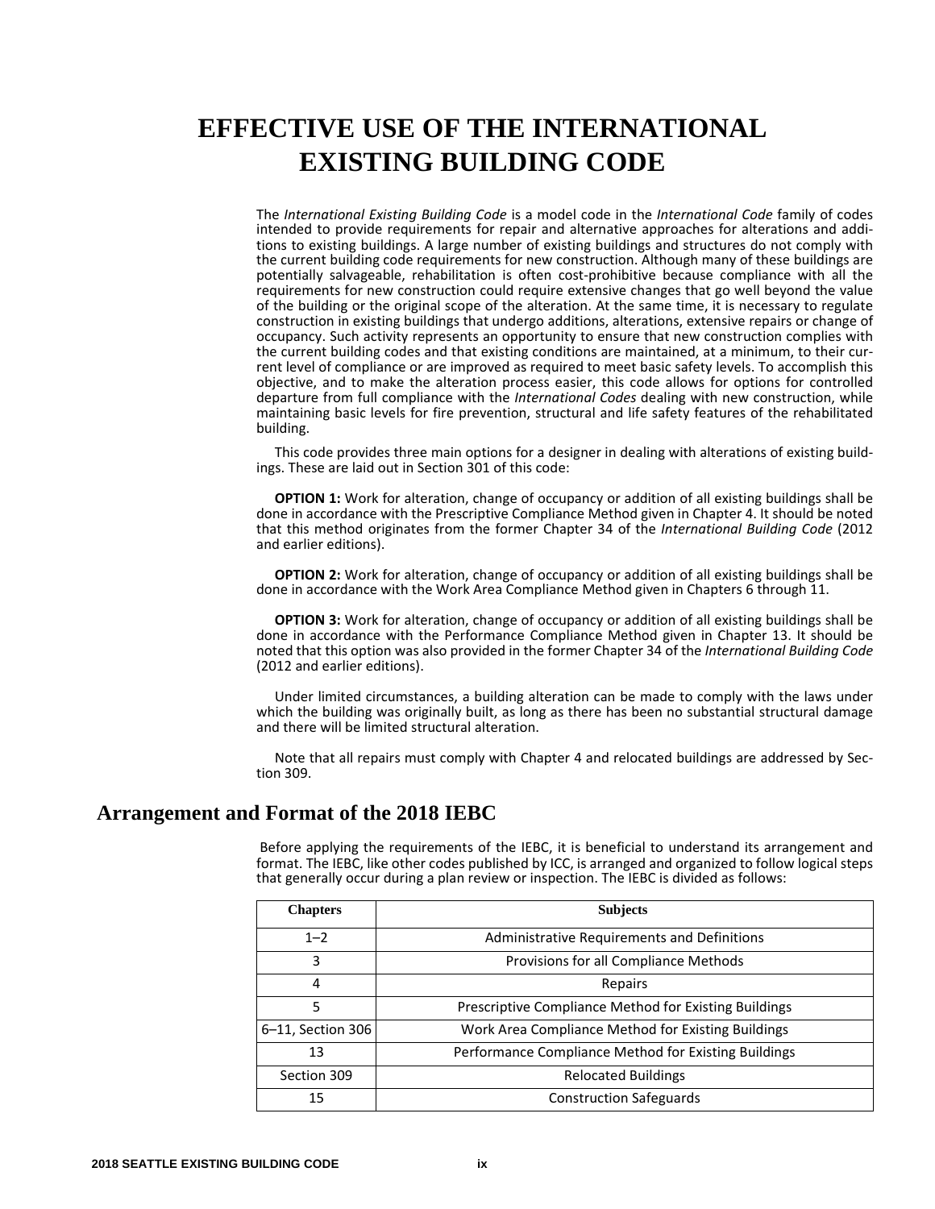# EFFECTIVE USE OF THE INTERNATIONAL EXISTING BUILDING CODE

The *International Existing Building Code* is a model code in the *International Code* family of codes intended to provide requirements for repair and alternative approaches for alterations and additions to existing buildings. A large number of existing buildings and structures do not comply with the current building code requirements for new construction. Although many of these buildings are potentially salvageable, rehabilitation is often cost-prohibitive because compliance with all the requirements for new construction could require extensive changes that go well beyond the value of the building or the original scope of the alteration. At the same time, it is necessary to regulate construction in existing buildings that undergo additions, alterations, extensive repairs or change of occupancy. Such activity represents an opportunity to ensure that new construction complies with the current building codes and that existing conditions are maintained, at a minimum, to their current level of compliance or are improved as required to meet basic safety levels. To accomplish this objective, and to make the alteration process easier, this code allows for options for controlled departure from full compliance with the *International Codes* dealing with new construction, while maintaining basic levels for fire prevention, structural and life safety features of the rehabilitated building.

This code provides three main options for a designer in dealing with alterations of existing buildings. These are laid out in Section 301 of this code:

**OPTION 1:** Work for alteration, change of occupancy or addition of all existing buildings shall be done in accordance with the Prescriptive Compliance Method given in Chapter 4. It should be noted that this method originates from the former Chapter 34 of the *International Building Code* (2012 and earlier editions).

**OPTION 2:** Work for alteration, change of occupancy or addition of all existing buildings shall be done in accordance with the Work Area Compliance Method given in Chapters 6 through 11.

**OPTION 3:** Work for alteration, change of occupancy or addition of all existing buildings shall be done in accordance with the Performance Compliance Method given in Chapter 13. It should be noted that this option was also provided in the former Chapter 34 of the *International Building Code* (2012 and earlier editions).

Under limited circumstances, a building alteration can be made to comply with the laws under which the building was originally built, as long as there has been no substantial structural damage and there will be limited structural alteration.

Note that all repairs must comply with Chapter 4 and relocated buildings are addressed by Section 309.

## Arrangement and Format of the 2018 IEBC

Before applying the requirements of the IEBC, it is beneficial to understand its arrangement and format. The IEBC, like other codes published by ICC, is arranged and organized to follow logical steps that generally occur during a plan review or inspection. The IEBC is divided as follows:

| Chapters | Subjects |
|---|---|
| 1–2 | Administrative Requirements and Definitions |
| 3 | Provisions for all Compliance Methods |
| 4 | Repairs |
| 5 | Prescriptive Compliance Method for Existing Buildings |
| 6–11, Section 306 | Work Area Compliance Method for Existing Buildings |
| 13 | Performance Compliance Method for Existing Buildings |
| Section 309 | Relocated Buildings |
| 15 | Construction Safeguards |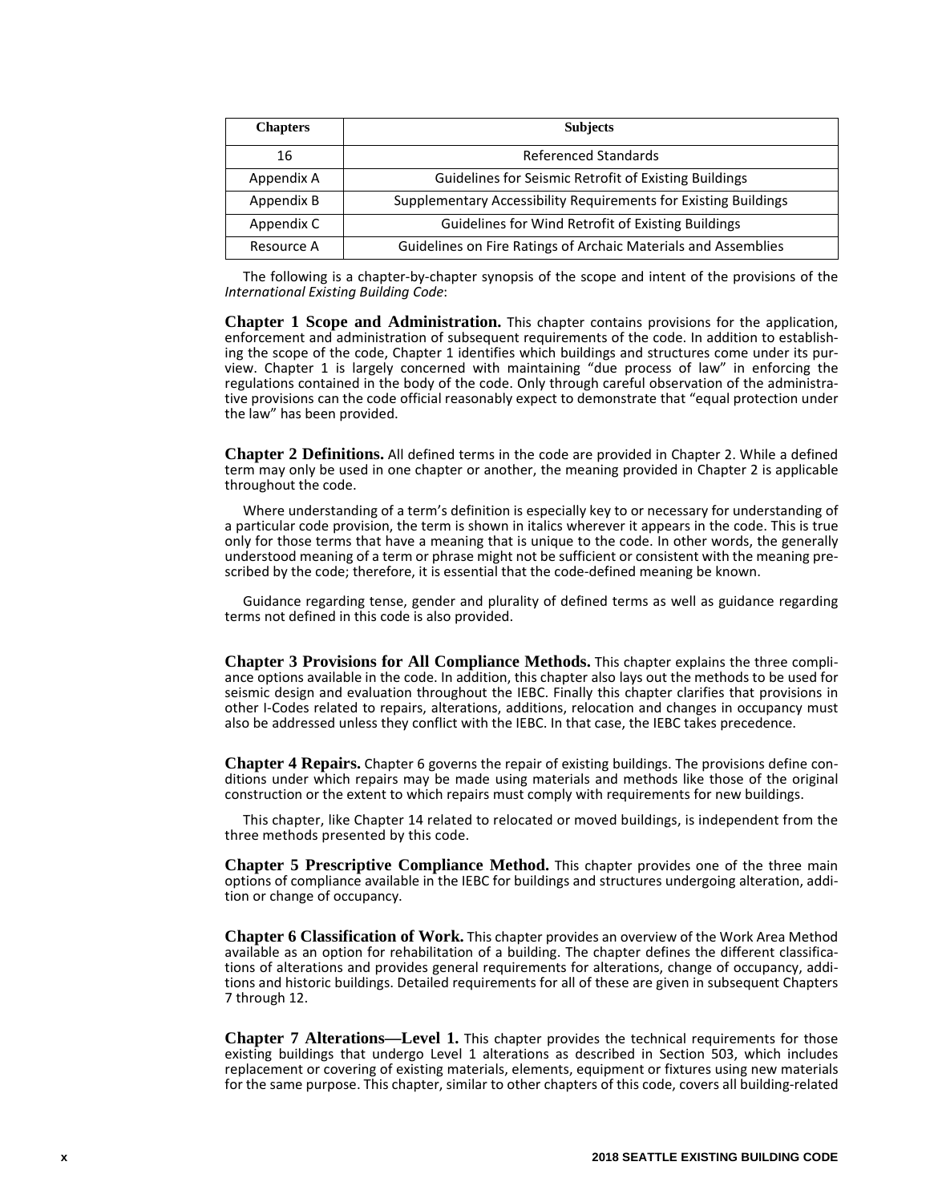| Chapters | Subjects |
|---|---|
| 16 | Referenced Standards |
| Appendix A | Guidelines for Seismic Retrofit of Existing Buildings |
| Appendix B | Supplementary Accessibility Requirements for Existing Buildings |
| Appendix C | Guidelines for Wind Retrofit of Existing Buildings |
| Resource A | Guidelines on Fire Ratings of Archaic Materials and Assemblies |

The following is a chapter-by-chapter synopsis of the scope and intent of the provisions of the *International Existing Building Code*:

**Chapter 1 Scope and Administration.** This chapter contains provisions for the application, enforcement and administration of subsequent requirements of the code. In addition to establishing the scope of the code, Chapter 1 identifies which buildings and structures come under its purview. Chapter 1 is largely concerned with maintaining "due process of law" in enforcing the regulations contained in the body of the code. Only through careful observation of the administrative provisions can the code official reasonably expect to demonstrate that "equal protection under the law" has been provided.

**Chapter 2 Definitions.** All defined terms in the code are provided in Chapter 2. While a defined term may only be used in one chapter or another, the meaning provided in Chapter 2 is applicable throughout the code.

Where understanding of a term's definition is especially key to or necessary for understanding of a particular code provision, the term is shown in italics wherever it appears in the code. This is true only for those terms that have a meaning that is unique to the code. In other words, the generally understood meaning of a term or phrase might not be sufficient or consistent with the meaning prescribed by the code; therefore, it is essential that the code-defined meaning be known.

Guidance regarding tense, gender and plurality of defined terms as well as guidance regarding terms not defined in this code is also provided.

**Chapter 3 Provisions for All Compliance Methods.** This chapter explains the three compliance options available in the code. In addition, this chapter also lays out the methods to be used for seismic design and evaluation throughout the IEBC. Finally this chapter clarifies that provisions in other I-Codes related to repairs, alterations, additions, relocation and changes in occupancy must also be addressed unless they conflict with the IEBC. In that case, the IEBC takes precedence.

**Chapter 4 Repairs.** Chapter 6 governs the repair of existing buildings. The provisions define conditions under which repairs may be made using materials and methods like those of the original construction or the extent to which repairs must comply with requirements for new buildings.

This chapter, like Chapter 14 related to relocated or moved buildings, is independent from the three methods presented by this code.

**Chapter 5 Prescriptive Compliance Method.** This chapter provides one of the three main options of compliance available in the IEBC for buildings and structures undergoing alteration, addition or change of occupancy.

**Chapter 6 Classification of Work.** This chapter provides an overview of the Work Area Method available as an option for rehabilitation of a building. The chapter defines the different classifications of alterations and provides general requirements for alterations, change of occupancy, additions and historic buildings. Detailed requirements for all of these are given in subsequent Chapters 7 through 12.

**Chapter 7 Alterations—Level 1.** This chapter provides the technical requirements for those existing buildings that undergo Level 1 alterations as described in Section 503, which includes replacement or covering of existing materials, elements, equipment or fixtures using new materials for the same purpose. This chapter, similar to other chapters of this code, covers all building-related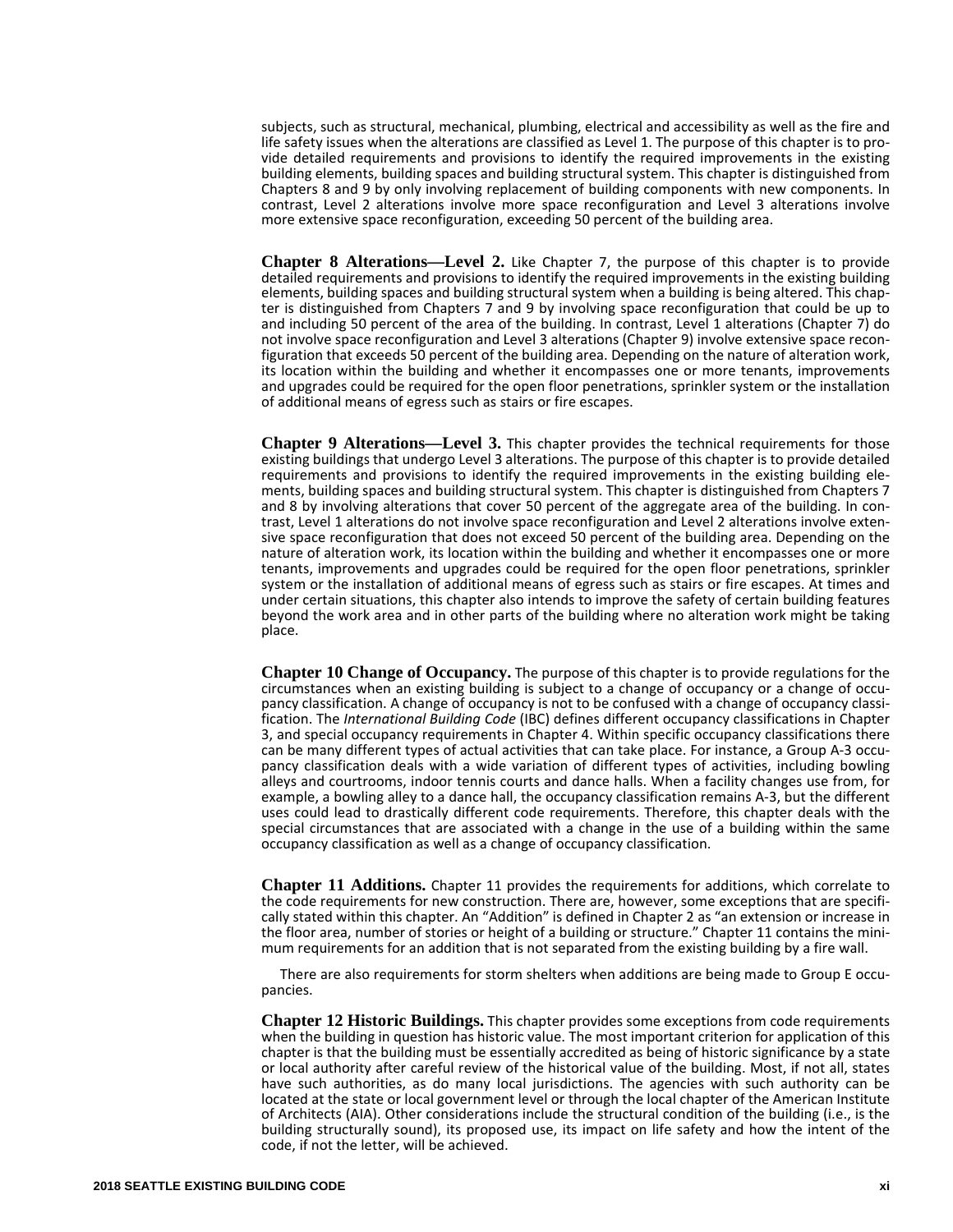subjects, such as structural, mechanical, plumbing, electrical and accessibility as well as the fire and life safety issues when the alterations are classified as Level 1. The purpose of this chapter is to provide detailed requirements and provisions to identify the required improvements in the existing building elements, building spaces and building structural system. This chapter is distinguished from Chapters 8 and 9 by only involving replacement of building components with new components. In contrast, Level 2 alterations involve more space reconfiguration and Level 3 alterations involve more extensive space reconfiguration, exceeding 50 percent of the building area.

**Chapter 8 Alterations—Level 2.** Like Chapter 7, the purpose of this chapter is to provide detailed requirements and provisions to identify the required improvements in the existing building elements, building spaces and building structural system when a building is being altered. This chapter is distinguished from Chapters 7 and 9 by involving space reconfiguration that could be up to and including 50 percent of the area of the building. In contrast, Level 1 alterations (Chapter 7) do not involve space reconfiguration and Level 3 alterations (Chapter 9) involve extensive space reconfiguration that exceeds 50 percent of the building area. Depending on the nature of alteration work, its location within the building and whether it encompasses one or more tenants, improvements and upgrades could be required for the open floor penetrations, sprinkler system or the installation of additional means of egress such as stairs or fire escapes.

**Chapter 9 Alterations—Level 3.** This chapter provides the technical requirements for those existing buildings that undergo Level 3 alterations. The purpose of this chapter is to provide detailed requirements and provisions to identify the required improvements in the existing building elements, building spaces and building structural system. This chapter is distinguished from Chapters 7 and 8 by involving alterations that cover 50 percent of the aggregate area of the building. In contrast, Level 1 alterations do not involve space reconfiguration and Level 2 alterations involve extensive space reconfiguration that does not exceed 50 percent of the building area. Depending on the nature of alteration work, its location within the building and whether it encompasses one or more tenants, improvements and upgrades could be required for the open floor penetrations, sprinkler system or the installation of additional means of egress such as stairs or fire escapes. At times and under certain situations, this chapter also intends to improve the safety of certain building features beyond the work area and in other parts of the building where no alteration work might be taking place.

**Chapter 10 Change of Occupancy.** The purpose of this chapter is to provide regulations for the circumstances when an existing building is subject to a change of occupancy or a change of occupancy classification. A change of occupancy is not to be confused with a change of occupancy classification. The *International Building Code* (IBC) defines different occupancy classifications in Chapter 3, and special occupancy requirements in Chapter 4. Within specific occupancy classifications there can be many different types of actual activities that can take place. For instance, a Group A-3 occupancy classification deals with a wide variation of different types of activities, including bowling alleys and courtrooms, indoor tennis courts and dance halls. When a facility changes use from, for example, a bowling alley to a dance hall, the occupancy classification remains A-3, but the different uses could lead to drastically different code requirements. Therefore, this chapter deals with the special circumstances that are associated with a change in the use of a building within the same occupancy classification as well as a change of occupancy classification.

**Chapter 11 Additions.** Chapter 11 provides the requirements for additions, which correlate to the code requirements for new construction. There are, however, some exceptions that are specifically stated within this chapter. An "Addition" is defined in Chapter 2 as "an extension or increase in the floor area, number of stories or height of a building or structure." Chapter 11 contains the minimum requirements for an addition that is not separated from the existing building by a fire wall.

There are also requirements for storm shelters when additions are being made to Group E occupancies.

**Chapter 12 Historic Buildings.** This chapter provides some exceptions from code requirements when the building in question has historic value. The most important criterion for application of this chapter is that the building must be essentially accredited as being of historic significance by a state or local authority after careful review of the historical value of the building. Most, if not all, states have such authorities, as do many local jurisdictions. The agencies with such authority can be located at the state or local government level or through the local chapter of the American Institute of Architects (AIA). Other considerations include the structural condition of the building (i.e., is the building structurally sound), its proposed use, its impact on life safety and how the intent of the code, if not the letter, will be achieved.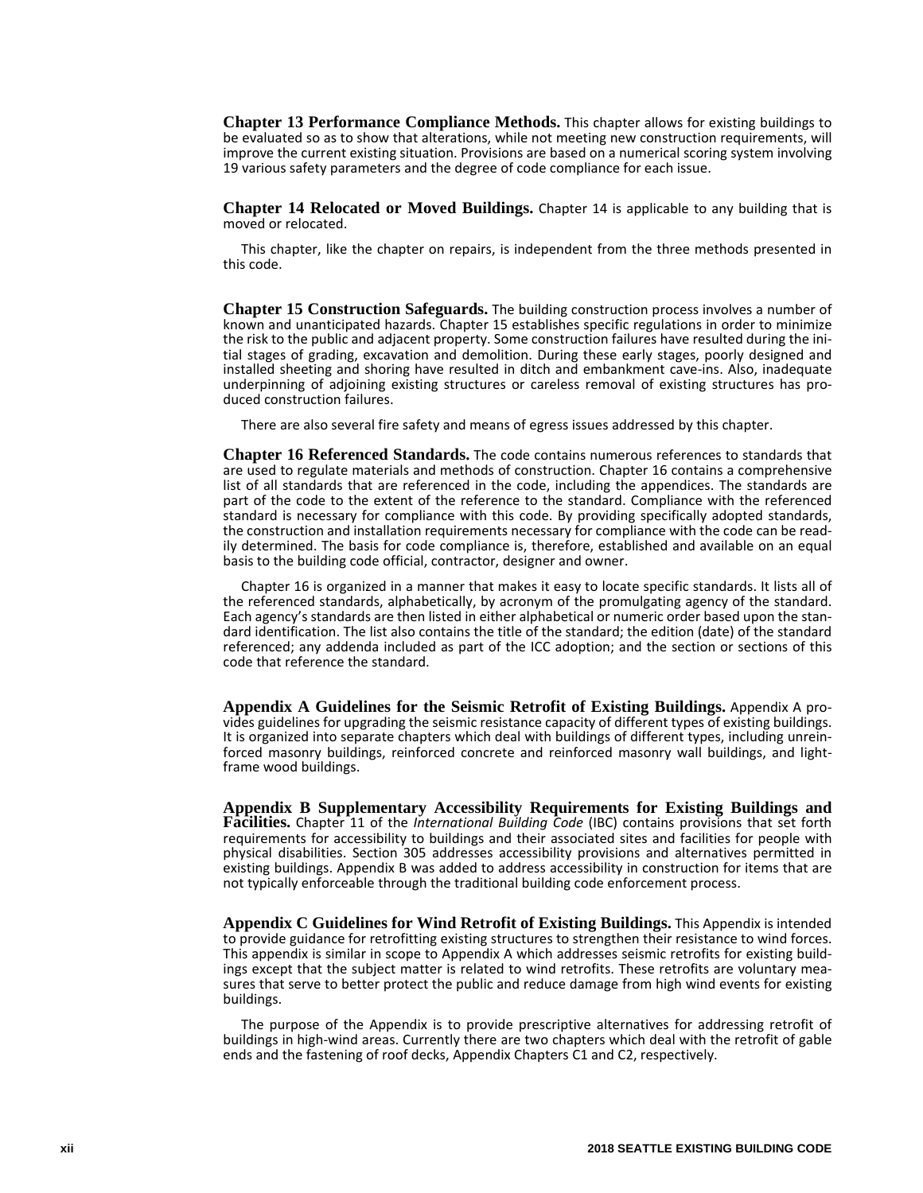**Chapter 13 Performance Compliance Methods.** This chapter allows for existing buildings to be evaluated so as to show that alterations, while not meeting new construction requirements, will improve the current existing situation. Provisions are based on a numerical scoring system involving 19 various safety parameters and the degree of code compliance for each issue.

**Chapter 14 Relocated or Moved Buildings.** Chapter 14 is applicable to any building that is moved or relocated.

This chapter, like the chapter on repairs, is independent from the three methods presented in this code.

**Chapter 15 Construction Safeguards.** The building construction process involves a number of known and unanticipated hazards. Chapter 15 establishes specific regulations in order to minimize the risk to the public and adjacent property. Some construction failures have resulted during the initial stages of grading, excavation and demolition. During these early stages, poorly designed and installed sheeting and shoring have resulted in ditch and embankment cave-ins. Also, inadequate underpinning of adjoining existing structures or careless removal of existing structures has produced construction failures.

There are also several fire safety and means of egress issues addressed by this chapter.

**Chapter 16 Referenced Standards.** The code contains numerous references to standards that are used to regulate materials and methods of construction. Chapter 16 contains a comprehensive list of all standards that are referenced in the code, including the appendices. The standards are part of the code to the extent of the reference to the standard. Compliance with the referenced standard is necessary for compliance with this code. By providing specifically adopted standards, the construction and installation requirements necessary for compliance with the code can be readily determined. The basis for code compliance is, therefore, established and available on an equal basis to the building code official, contractor, designer and owner.

Chapter 16 is organized in a manner that makes it easy to locate specific standards. It lists all of the referenced standards, alphabetically, by acronym of the promulgating agency of the standard. Each agency's standards are then listed in either alphabetical or numeric order based upon the standard identification. The list also contains the title of the standard; the edition (date) of the standard referenced; any addenda included as part of the ICC adoption; and the section or sections of this code that reference the standard.

**Appendix A Guidelines for the Seismic Retrofit of Existing Buildings.** Appendix A provides guidelines for upgrading the seismic resistance capacity of different types of existing buildings. It is organized into separate chapters which deal with buildings of different types, including unreinforced masonry buildings, reinforced concrete and reinforced masonry wall buildings, and light-frame wood buildings.

**Appendix B Supplementary Accessibility Requirements for Existing Buildings and Facilities.** Chapter 11 of the *International Building Code* (IBC) contains provisions that set forth requirements for accessibility to buildings and their associated sites and facilities for people with physical disabilities. Section 305 addresses accessibility provisions and alternatives permitted in existing buildings. Appendix B was added to address accessibility in construction for items that are not typically enforceable through the traditional building code enforcement process.

**Appendix C Guidelines for Wind Retrofit of Existing Buildings.** This Appendix is intended to provide guidance for retrofitting existing structures to strengthen their resistance to wind forces. This appendix is similar in scope to Appendix A which addresses seismic retrofits for existing buildings except that the subject matter is related to wind retrofits. These retrofits are voluntary measures that serve to better protect the public and reduce damage from high wind events for existing buildings.

The purpose of the Appendix is to provide prescriptive alternatives for addressing retrofit of buildings in high-wind areas. Currently there are two chapters which deal with the retrofit of gable ends and the fastening of roof decks, Appendix Chapters C1 and C2, respectively.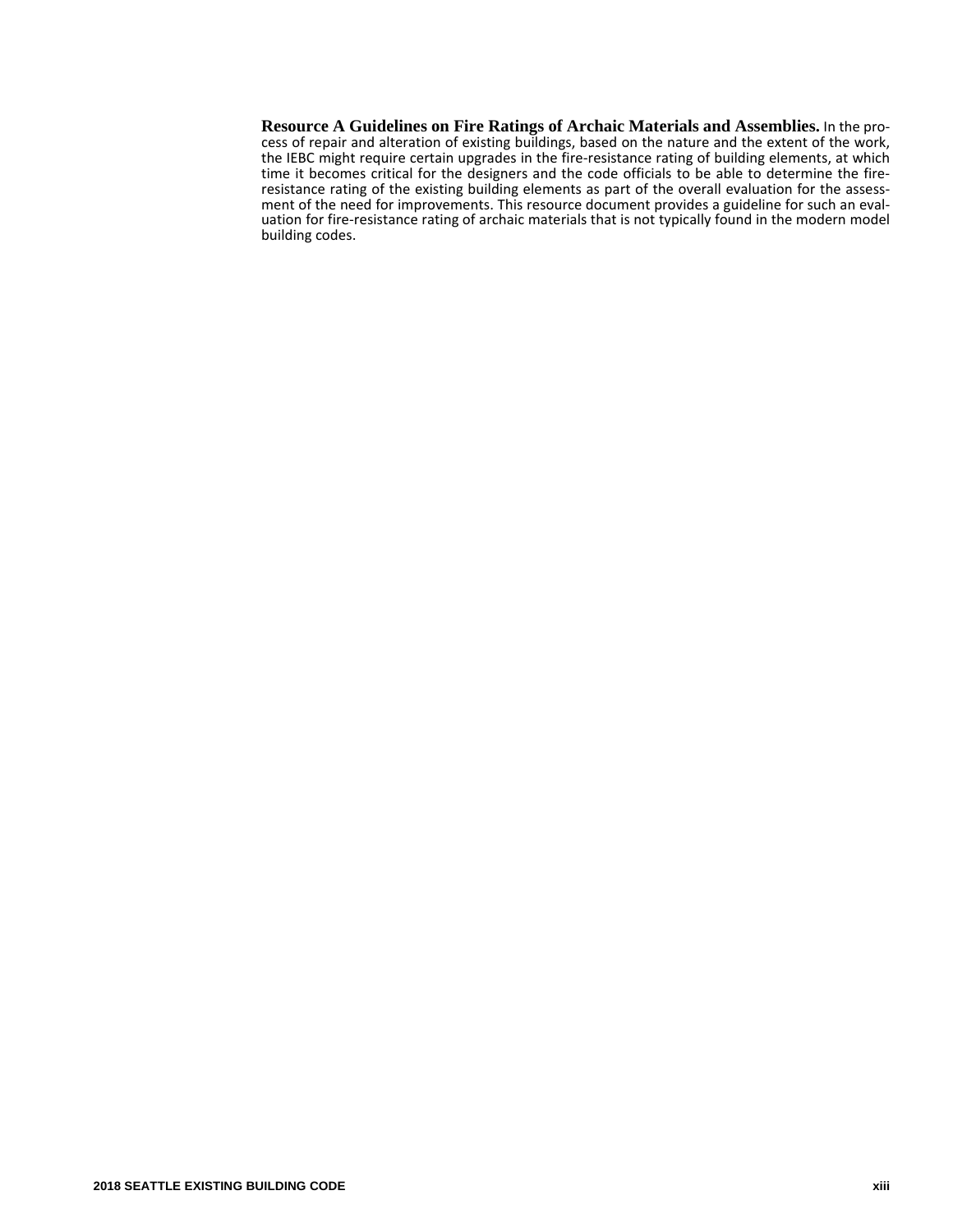**Resource A Guidelines on Fire Ratings of Archaic Materials and Assemblies.** In the process of repair and alteration of existing buildings, based on the nature and the extent of the work, the IEBC might require certain upgrades in the fire-resistance rating of building elements, at which time it becomes critical for the designers and the code officials to be able to determine the fire-resistance rating of the existing building elements as part of the overall evaluation for the assessment of the need for improvements. This resource document provides a guideline for such an evaluation for fire-resistance rating of archaic materials that is not typically found in the modern model building codes.